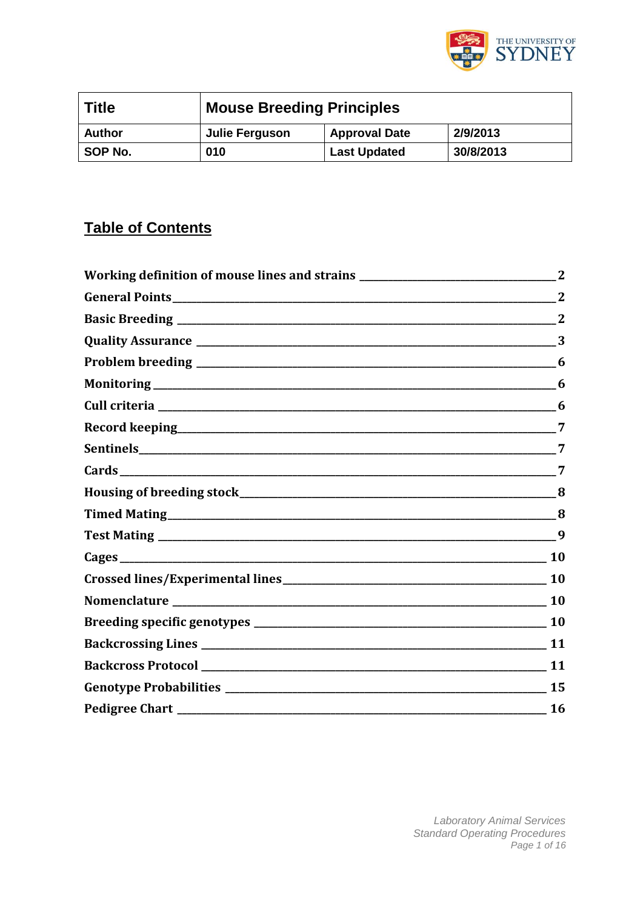| Title | Mouse Breeding Principles | | |
| --- | --- | --- | --- |
| Author | Julie Ferguson | Approval Date | 2/9/2013 |
| SOP No. | 010 | Last Updated | 30/8/2013 |

## Table of Contents

- Working definition of mouse lines and strains ____ 2
- General Points ____ 2
- Basic Breeding ____ 2
- Quality Assurance ____ 3
- Problem breeding ____ 6
- Monitoring ____ 6
- Cull criteria ____ 6
- Record keeping ____ 7
- Sentinels ____ 7
- Cards ____ 7
- Housing of breeding stock ____ 8
- Timed Mating ____ 8
- Test Mating ____ 9
- Cages ____ 10
- Crossed lines/Experimental lines ____ 10
- Nomenclature ____ 10
- Breeding specific genotypes ____ 10
- Backcrossing Lines ____ 11
- Backcross Protocol ____ 11
- Genotype Probabilities ____ 15
- Pedigree Chart ____ 16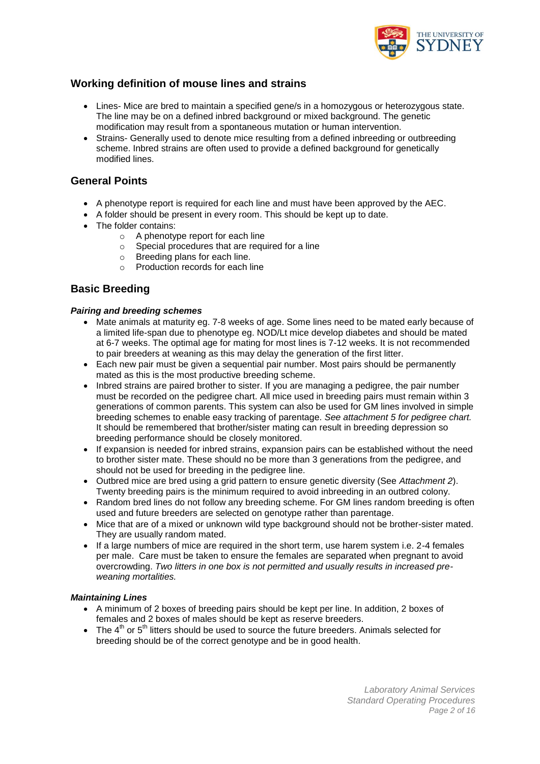## Working definition of mouse lines and strains

- Lines- Mice are bred to maintain a specified gene/s in a homozygous or heterozygous state. The line may be on a defined inbred background or mixed background. The genetic modification may result from a spontaneous mutation or human intervention.
- Strains- Generally used to denote mice resulting from a defined inbreeding or outbreeding scheme. Inbred strains are often used to provide a defined background for genetically modified lines.

## General Points

- A phenotype report is required for each line and must have been approved by the AEC.
- A folder should be present in every room. This should be kept up to date.
- The folder contains:
    - A phenotype report for each line
    - Special procedures that are required for a line
    - Breeding plans for each line.
    - Production records for each line

## Basic Breeding

### *Pairing and breeding schemes*

- Mate animals at maturity eg. 7-8 weeks of age. Some lines need to be mated early because of a limited life-span due to phenotype eg. NOD/Lt mice develop diabetes and should be mated at 6-7 weeks. The optimal age for mating for most lines is 7-12 weeks. It is not recommended to pair breeders at weaning as this may delay the generation of the first litter.
- Each new pair must be given a sequential pair number. Most pairs should be permanently mated as this is the most productive breeding scheme.
- Inbred strains are paired brother to sister. If you are managing a pedigree, the pair number must be recorded on the pedigree chart. All mice used in breeding pairs must remain within 3 generations of common parents. This system can also be used for GM lines involved in simple breeding schemes to enable easy tracking of parentage. *See attachment 5 for pedigree chart.* It should be remembered that brother/sister mating can result in breeding depression so breeding performance should be closely monitored.
- If expansion is needed for inbred strains, expansion pairs can be established without the need to brother sister mate. These should no be more than 3 generations from the pedigree, and should not be used for breeding in the pedigree line.
- Outbred mice are bred using a grid pattern to ensure genetic diversity (See *Attachment 2*). Twenty breeding pairs is the minimum required to avoid inbreeding in an outbred colony.
- Random bred lines do not follow any breeding scheme. For GM lines random breeding is often used and future breeders are selected on genotype rather than parentage.
- Mice that are of a mixed or unknown wild type background should not be brother-sister mated. They are usually random mated.
- If a large numbers of mice are required in the short term, use harem system i.e. 2-4 females per male. Care must be taken to ensure the females are separated when pregnant to avoid overcrowding. *Two litters in one box is not permitted and usually results in increased pre-weaning mortalities.*

### *Maintaining Lines*

- A minimum of 2 boxes of breeding pairs should be kept per line. In addition, 2 boxes of females and 2 boxes of males should be kept as reserve breeders.
- The 4th or 5th litters should be used to source the future breeders. Animals selected for breeding should be of the correct genotype and be in good health.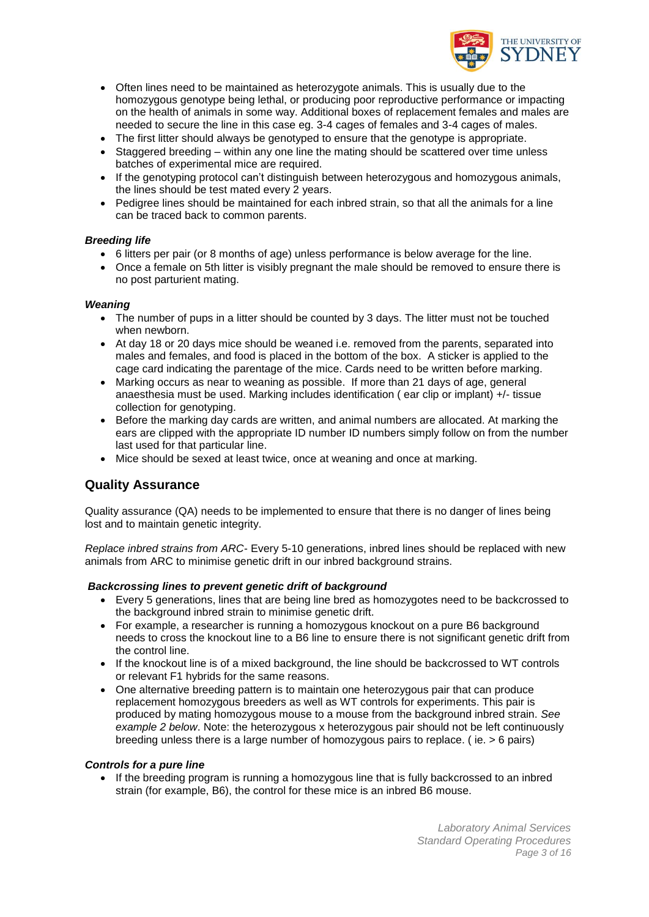- Often lines need to be maintained as heterozygote animals. This is usually due to the homozygous genotype being lethal, or producing poor reproductive performance or impacting on the health of animals in some way. Additional boxes of replacement females and males are needed to secure the line in this case eg. 3-4 cages of females and 3-4 cages of males.
- The first litter should always be genotyped to ensure that the genotype is appropriate.
- Staggered breeding – within any one line the mating should be scattered over time unless batches of experimental mice are required.
- If the genotyping protocol can't distinguish between heterozygous and homozygous animals, the lines should be test mated every 2 years.
- Pedigree lines should be maintained for each inbred strain, so that all the animals for a line can be traced back to common parents.

#### *Breeding life*

- 6 litters per pair (or 8 months of age) unless performance is below average for the line.
- Once a female on 5th litter is visibly pregnant the male should be removed to ensure there is no post parturient mating.

#### *Weaning*

- The number of pups in a litter should be counted by 3 days. The litter must not be touched when newborn.
- At day 18 or 20 days mice should be weaned i.e. removed from the parents, separated into males and females, and food is placed in the bottom of the box. A sticker is applied to the cage card indicating the parentage of the mice. Cards need to be written before marking.
- Marking occurs as near to weaning as possible. If more than 21 days of age, general anaesthesia must be used. Marking includes identification ( ear clip or implant) +/- tissue collection for genotyping.
- Before the marking day cards are written, and animal numbers are allocated. At marking the ears are clipped with the appropriate ID number ID numbers simply follow on from the number last used for that particular line.
- Mice should be sexed at least twice, once at weaning and once at marking.

## Quality Assurance

Quality assurance (QA) needs to be implemented to ensure that there is no danger of lines being lost and to maintain genetic integrity.

*Replace inbred strains from ARC*- Every 5-10 generations, inbred lines should be replaced with new animals from ARC to minimise genetic drift in our inbred background strains.

#### *Backcrossing lines to prevent genetic drift of background*

- Every 5 generations, lines that are being line bred as homozygotes need to be backcrossed to the background inbred strain to minimise genetic drift.
- For example, a researcher is running a homozygous knockout on a pure B6 background needs to cross the knockout line to a B6 line to ensure there is not significant genetic drift from the control line.
- If the knockout line is of a mixed background, the line should be backcrossed to WT controls or relevant F1 hybrids for the same reasons.
- One alternative breeding pattern is to maintain one heterozygous pair that can produce replacement homozygous breeders as well as WT controls for experiments. This pair is produced by mating homozygous mouse to a mouse from the background inbred strain. *See example 2 below*. Note: the heterozygous x heterozygous pair should not be left continuously breeding unless there is a large number of homozygous pairs to replace. ( ie. > 6 pairs)

#### *Controls for a pure line*

- If the breeding program is running a homozygous line that is fully backcrossed to an inbred strain (for example, B6), the control for these mice is an inbred B6 mouse.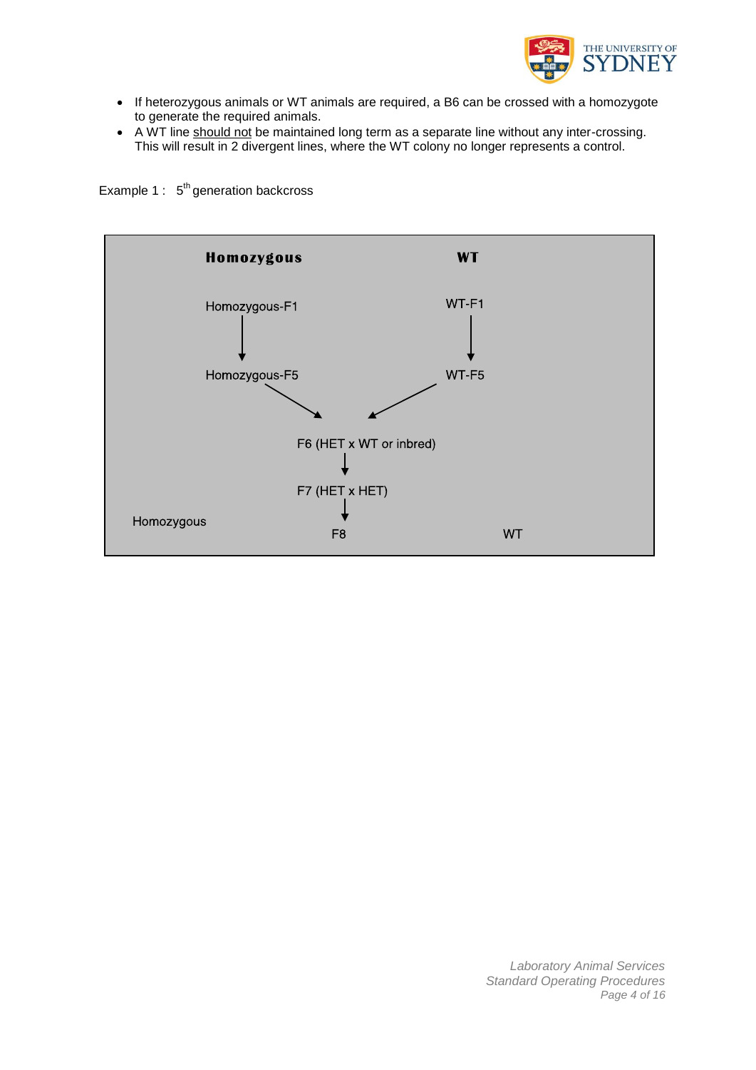- If heterozygous animals or WT animals are required, a B6 can be crossed with a homozygote to generate the required animals.
- A WT line should not be maintained long term as a separate line without any inter-crossing. This will result in 2 divergent lines, where the WT colony no longer represents a control.

Example 1 : 5th generation backcross

**Homozygous** | **WT**

Homozygous-F1 → Homozygous-F5

WT-F1 → WT-F5

Homozygous-F5 and WT-F5 → F6 (HET x WT or inbred)

F6 (HET x WT or inbred) → F7 (HET x HET)

F7 (HET x HET) → F8

Homozygous | F8 | WT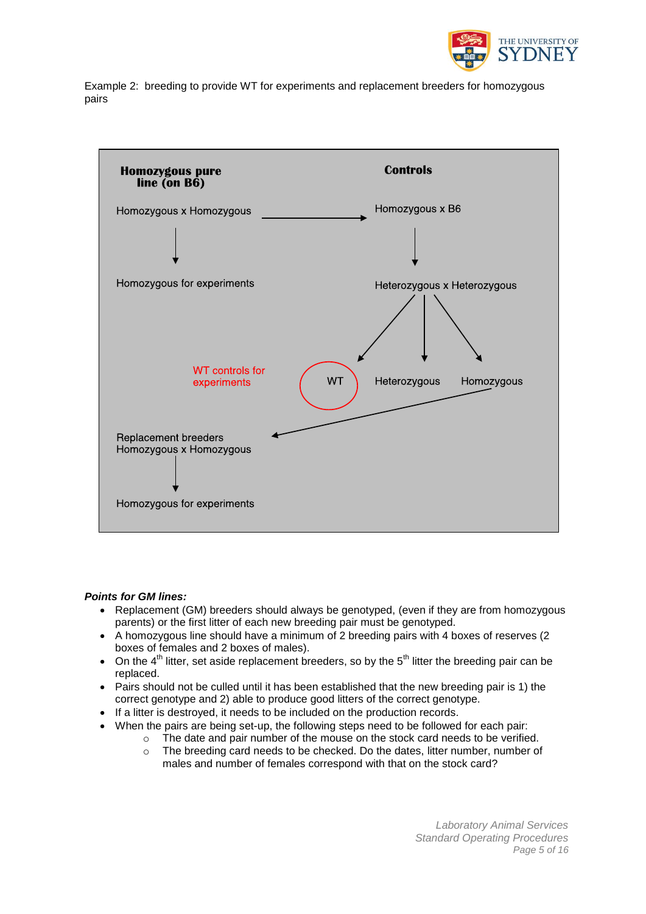Example 2: breeding to provide WT for experiments and replacement breeders for homozygous pairs

**Homozygous pure line (on B6)**

Homozygous x Homozygous → (to Controls)

↓

Homozygous for experiments

**Controls**

Homozygous x B6

↓

Heterozygous x Heterozygous

↓

WT | Heterozygous | Homozygous

WT controls for experiments (WT)

Homozygous → Replacement breeders

Replacement breeders
Homozygous x Homozygous

↓

Homozygous for experiments

***Points for GM lines:***

- Replacement (GM) breeders should always be genotyped, (even if they are from homozygous parents) or the first litter of each new breeding pair must be genotyped.
- A homozygous line should have a minimum of 2 breeding pairs with 4 boxes of reserves (2 boxes of females and 2 boxes of males).
- On the 4th litter, set aside replacement breeders, so by the 5th litter the breeding pair can be replaced.
- Pairs should not be culled until it has been established that the new breeding pair is 1) the correct genotype and 2) able to produce good litters of the correct genotype.
- If a litter is destroyed, it needs to be included on the production records.
- When the pairs are being set-up, the following steps need to be followed for each pair:
  - The date and pair number of the mouse on the stock card needs to be verified.
  - The breeding card needs to be checked. Do the dates, litter number, number of males and number of females correspond with that on the stock card?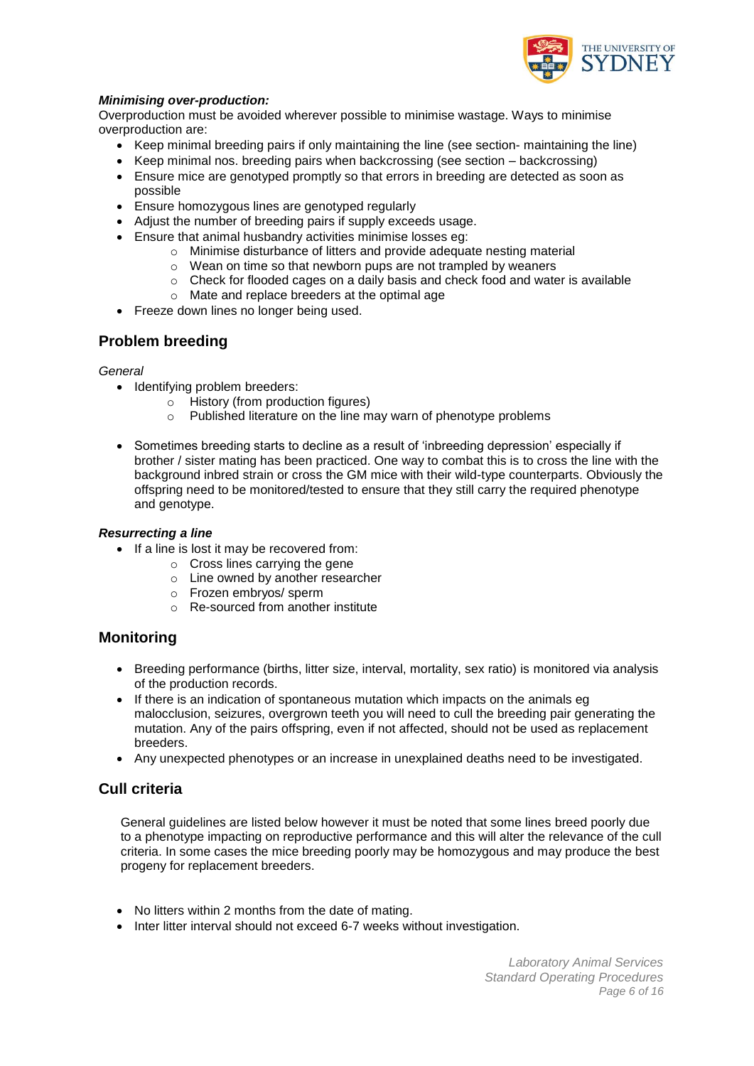***Minimising over-production:***

Overproduction must be avoided wherever possible to minimise wastage. Ways to minimise overproduction are:

- Keep minimal breeding pairs if only maintaining the line (see section- maintaining the line)
- Keep minimal nos. breeding pairs when backcrossing (see section – backcrossing)
- Ensure mice are genotyped promptly so that errors in breeding are detected as soon as possible
- Ensure homozygous lines are genotyped regularly
- Adjust the number of breeding pairs if supply exceeds usage.
- Ensure that animal husbandry activities minimise losses eg:
    - Minimise disturbance of litters and provide adequate nesting material
    - Wean on time so that newborn pups are not trampled by weaners
    - Check for flooded cages on a daily basis and check food and water is available
    - Mate and replace breeders at the optimal age
- Freeze down lines no longer being used.

## Problem breeding

*General*

- Identifying problem breeders:
    - History (from production figures)
    - Published literature on the line may warn of phenotype problems

- Sometimes breeding starts to decline as a result of 'inbreeding depression' especially if brother / sister mating has been practiced. One way to combat this is to cross the line with the background inbred strain or cross the GM mice with their wild-type counterparts. Obviously the offspring need to be monitored/tested to ensure that they still carry the required phenotype and genotype.

***Resurrecting a line***

- If a line is lost it may be recovered from:
    - Cross lines carrying the gene
    - Line owned by another researcher
    - Frozen embryos/ sperm
    - Re-sourced from another institute

## Monitoring

- Breeding performance (births, litter size, interval, mortality, sex ratio) is monitored via analysis of the production records.
- If there is an indication of spontaneous mutation which impacts on the animals eg malocclusion, seizures, overgrown teeth you will need to cull the breeding pair generating the mutation. Any of the pairs offspring, even if not affected, should not be used as replacement breeders.
- Any unexpected phenotypes or an increase in unexplained deaths need to be investigated.

## Cull criteria

General guidelines are listed below however it must be noted that some lines breed poorly due to a phenotype impacting on reproductive performance and this will alter the relevance of the cull criteria. In some cases the mice breeding poorly may be homozygous and may produce the best progeny for replacement breeders.

- No litters within 2 months from the date of mating.
- Inter litter interval should not exceed 6-7 weeks without investigation.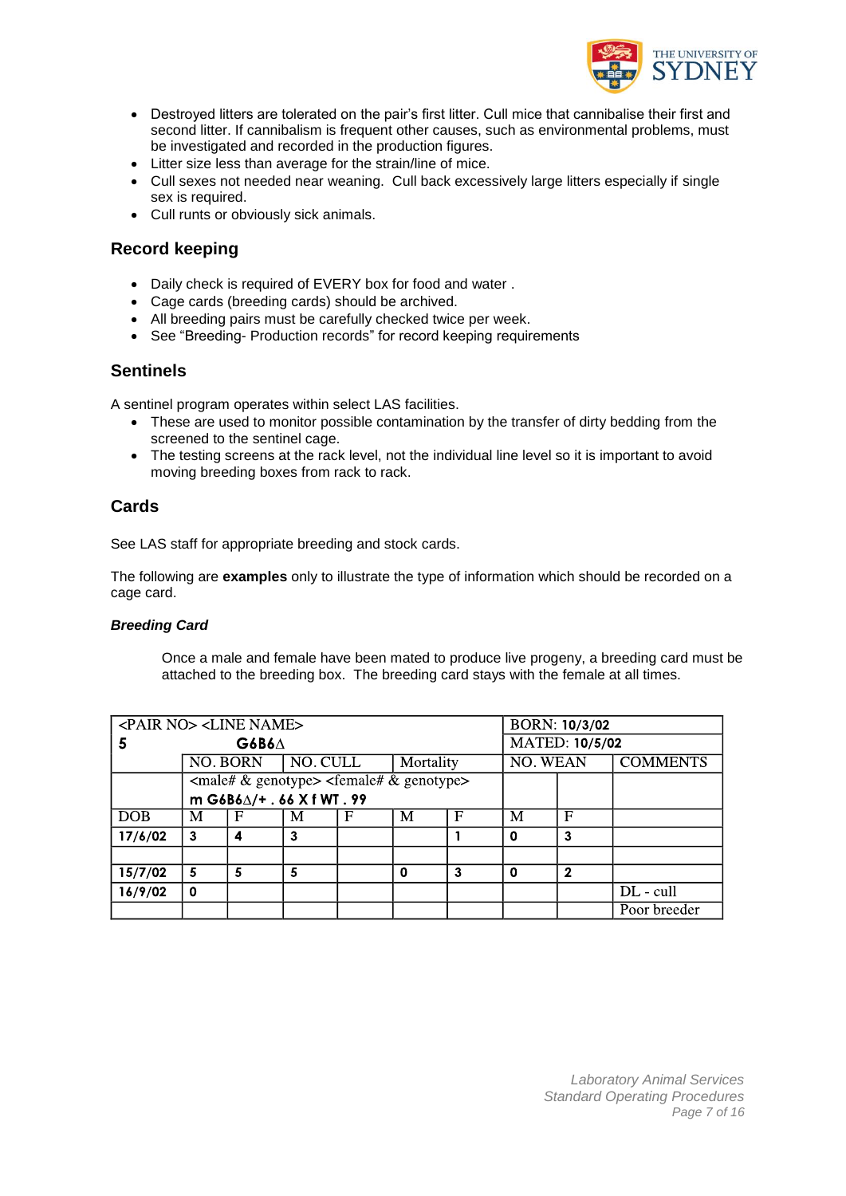- Destroyed litters are tolerated on the pair's first litter. Cull mice that cannibalise their first and second litter. If cannibalism is frequent other causes, such as environmental problems, must be investigated and recorded in the production figures.
- Litter size less than average for the strain/line of mice.
- Cull sexes not needed near weaning. Cull back excessively large litters especially if single sex is required.
- Cull runts or obviously sick animals.

## Record keeping

- Daily check is required of EVERY box for food and water .
- Cage cards (breeding cards) should be archived.
- All breeding pairs must be carefully checked twice per week.
- See "Breeding- Production records" for record keeping requirements

## Sentinels

A sentinel program operates within select LAS facilities.

- These are used to monitor possible contamination by the transfer of dirty bedding from the screened to the sentinel cage.
- The testing screens at the rack level, not the individual line level so it is important to avoid moving breeding boxes from rack to rack.

## Cards

See LAS staff for appropriate breeding and stock cards.

The following are **examples** only to illustrate the type of information which should be recorded on a cage card.

### *Breeding Card*

Once a male and female have been mated to produce live progeny, a breeding card must be attached to the breeding box. The breeding card stays with the female at all times.

| <PAIR NO> <LINE NAME> | | | | | | | BORN: 10/3/02 | | |
|---|---|---|---|---|---|---|---|---|---|
| 5 | G6B6Δ | | | | | | MATED: 10/5/02 | | |
| | NO. BORN | | NO. CULL | | Mortality | | NO. WEAN | | COMMENTS |
| | <male# & genotype> <female# & genotype> m G6B6Δ/+ . 66 X f WT . 99 | | | | | | | | |
| DOB | M | F | M | F | M | F | M | F | |
| 17/6/02 | 3 | 4 | 3 | | | 1 | 0 | 3 | |
| | | | | | | | | | |
| 15/7/02 | 5 | 5 | 5 | | 0 | 3 | 0 | 2 | |
| 16/9/02 | 0 | | | | | | | | DL - cull |
| | | | | | | | | | Poor breeder |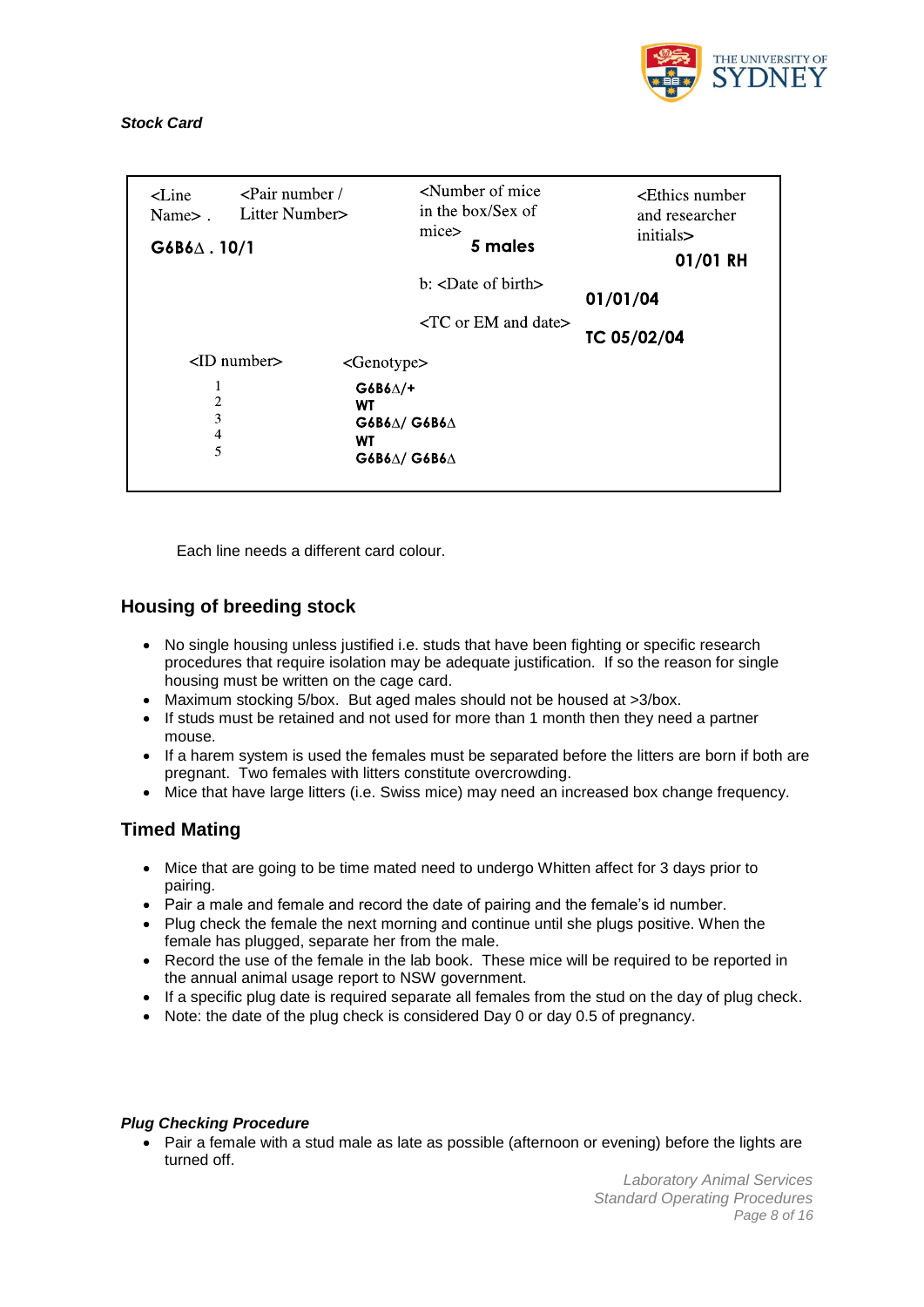*Stock Card*

| <Line Name> . | <Pair number / Litter Number> | <Number of mice in the box/Sex of mice> | <Ethics number and researcher initials> |
|---|---|---|---|
| **G6B6Δ . 10/1** | | **5 males** | **01/01 RH** |
| | | b: <Date of birth> | **01/01/04** |
| | | <TC or EM and date> | **TC 05/02/04** |

| <ID number> | <Genotype> |
|---|---|
| 1 | **G6B6Δ/+** |
| 2 | **WT** |
| 3 | **G6B6Δ/ G6B6Δ** |
| 4 | **WT** |
| 5 | **G6B6Δ/ G6B6Δ** |

Each line needs a different card colour.

## Housing of breeding stock

- No single housing unless justified i.e. studs that have been fighting or specific research procedures that require isolation may be adequate justification. If so the reason for single housing must be written on the cage card.
- Maximum stocking 5/box. But aged males should not be housed at >3/box.
- If studs must be retained and not used for more than 1 month then they need a partner mouse.
- If a harem system is used the females must be separated before the litters are born if both are pregnant. Two females with litters constitute overcrowding.
- Mice that have large litters (i.e. Swiss mice) may need an increased box change frequency.

## Timed Mating

- Mice that are going to be time mated need to undergo Whitten affect for 3 days prior to pairing.
- Pair a male and female and record the date of pairing and the female's id number.
- Plug check the female the next morning and continue until she plugs positive. When the female has plugged, separate her from the male.
- Record the use of the female in the lab book. These mice will be required to be reported in the annual animal usage report to NSW government.
- If a specific plug date is required separate all females from the stud on the day of plug check.
- Note: the date of the plug check is considered Day 0 or day 0.5 of pregnancy.

***Plug Checking Procedure***

- Pair a female with a stud male as late as possible (afternoon or evening) before the lights are turned off.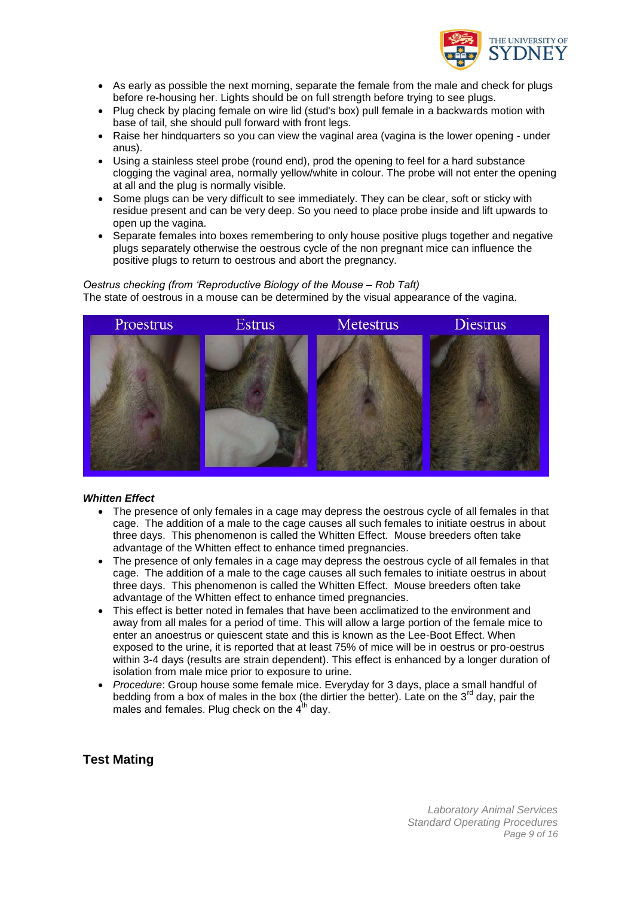- As early as possible the next morning, separate the female from the male and check for plugs before re-housing her. Lights should be on full strength before trying to see plugs.
- Plug check by placing female on wire lid (stud's box) pull female in a backwards motion with base of tail, she should pull forward with front legs.
- Raise her hindquarters so you can view the vaginal area (vagina is the lower opening - under anus).
- Using a stainless steel probe (round end), prod the opening to feel for a hard substance clogging the vaginal area, normally yellow/white in colour. The probe will not enter the opening at all and the plug is normally visible.
- Some plugs can be very difficult to see immediately. They can be clear, soft or sticky with residue present and can be very deep. So you need to place probe inside and lift upwards to open up the vagina.
- Separate females into boxes remembering to only house positive plugs together and negative plugs separately otherwise the oestrous cycle of the non pregnant mice can influence the positive plugs to return to oestrous and abort the pregnancy.

*Oestrus checking (from 'Reproductive Biology of the Mouse – Rob Taft)*
The state of oestrous in a mouse can be determined by the visual appearance of the vagina.

Proestrus | Estrus | Metestrus | Diestrus

***Whitten Effect***

- The presence of only females in a cage may depress the oestrous cycle of all females in that cage. The addition of a male to the cage causes all such females to initiate oestrus in about three days. This phenomenon is called the Whitten Effect. Mouse breeders often take advantage of the Whitten effect to enhance timed pregnancies.
- The presence of only females in a cage may depress the oestrous cycle of all females in that cage. The addition of a male to the cage causes all such females to initiate oestrus in about three days. This phenomenon is called the Whitten Effect. Mouse breeders often take advantage of the Whitten effect to enhance timed pregnancies.
- This effect is better noted in females that have been acclimatized to the environment and away from all males for a period of time. This will allow a large portion of the female mice to enter an anoestrus or quiescent state and this is known as the Lee-Boot Effect. When exposed to the urine, it is reported that at least 75% of mice will be in oestrus or pro-oestrus within 3-4 days (results are strain dependent). This effect is enhanced by a longer duration of isolation from male mice prior to exposure to urine.
- *Procedure*: Group house some female mice. Everyday for 3 days, place a small handful of bedding from a box of males in the box (the dirtier the better). Late on the 3rd day, pair the males and females. Plug check on the 4th day.

## Test Mating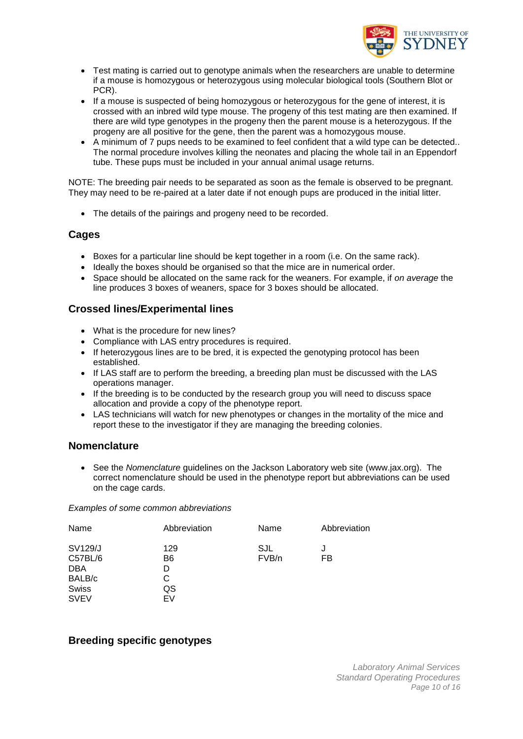- Test mating is carried out to genotype animals when the researchers are unable to determine if a mouse is homozygous or heterozygous using molecular biological tools (Southern Blot or PCR).
- If a mouse is suspected of being homozygous or heterozygous for the gene of interest, it is crossed with an inbred wild type mouse. The progeny of this test mating are then examined. If there are wild type genotypes in the progeny then the parent mouse is a heterozygous. If the progeny are all positive for the gene, then the parent was a homozygous mouse.
- A minimum of 7 pups needs to be examined to feel confident that a wild type can be detected.. The normal procedure involves killing the neonates and placing the whole tail in an Eppendorf tube. These pups must be included in your annual animal usage returns.

NOTE: The breeding pair needs to be separated as soon as the female is observed to be pregnant. They may need to be re-paired at a later date if not enough pups are produced in the initial litter.

- The details of the pairings and progeny need to be recorded.

## Cages

- Boxes for a particular line should be kept together in a room (i.e. On the same rack).
- Ideally the boxes should be organised so that the mice are in numerical order.
- Space should be allocated on the same rack for the weaners. For example, if *on average* the line produces 3 boxes of weaners, space for 3 boxes should be allocated.

## Crossed lines/Experimental lines

- What is the procedure for new lines?
- Compliance with LAS entry procedures is required.
- If heterozygous lines are to be bred, it is expected the genotyping protocol has been established.
- If LAS staff are to perform the breeding, a breeding plan must be discussed with the LAS operations manager.
- If the breeding is to be conducted by the research group you will need to discuss space allocation and provide a copy of the phenotype report.
- LAS technicians will watch for new phenotypes or changes in the mortality of the mice and report these to the investigator if they are managing the breeding colonies.

## Nomenclature

- See the *Nomenclature* guidelines on the Jackson Laboratory web site (www.jax.org). The correct nomenclature should be used in the phenotype report but abbreviations can be used on the cage cards.

*Examples of some common abbreviations*

| Name | Abbreviation | Name | Abbreviation |
|---|---|---|---|
| SV129/J | 129 | SJL | J |
| C57BL/6 | B6 | FVB/n | FB |
| DBA | D | | |
| BALB/c | C | | |
| Swiss | QS | | |
| SVEV | EV | | |

## Breeding specific genotypes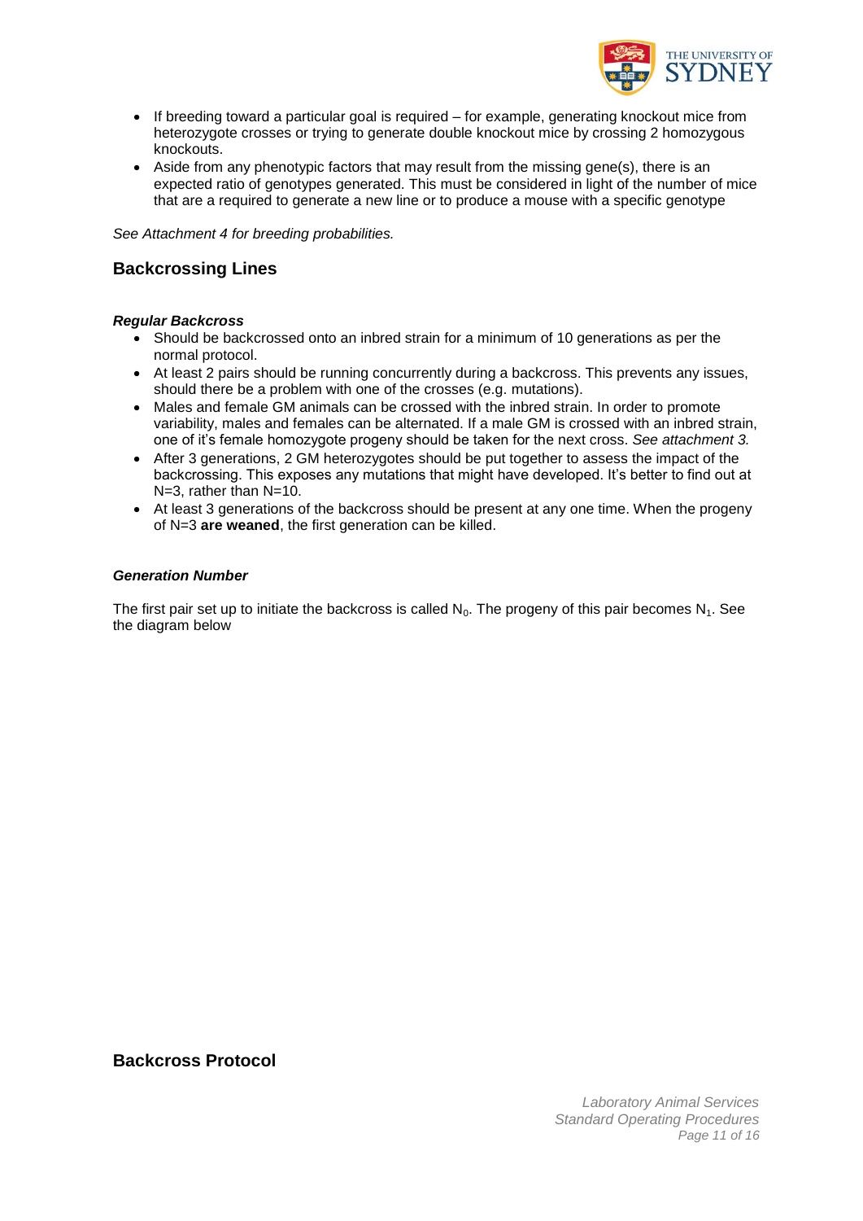- If breeding toward a particular goal is required – for example, generating knockout mice from heterozygote crosses or trying to generate double knockout mice by crossing 2 homozygous knockouts.
- Aside from any phenotypic factors that may result from the missing gene(s), there is an expected ratio of genotypes generated. This must be considered in light of the number of mice that are a required to generate a new line or to produce a mouse with a specific genotype

*See Attachment 4 for breeding probabilities.*

## Backcrossing Lines

### *Regular Backcross*

- Should be backcrossed onto an inbred strain for a minimum of 10 generations as per the normal protocol.
- At least 2 pairs should be running concurrently during a backcross. This prevents any issues, should there be a problem with one of the crosses (e.g. mutations).
- Males and female GM animals can be crossed with the inbred strain. In order to promote variability, males and females can be alternated. If a male GM is crossed with an inbred strain, one of it's female homozygote progeny should be taken for the next cross. *See attachment 3.*
- After 3 generations, 2 GM heterozygotes should be put together to assess the impact of the backcrossing. This exposes any mutations that might have developed. It's better to find out at N=3, rather than N=10.
- At least 3 generations of the backcross should be present at any one time. When the progeny of N=3 **are weaned**, the first generation can be killed.

### *Generation Number*

The first pair set up to initiate the backcross is called $N_0$. The progeny of this pair becomes $N_1$. See the diagram below

## Backcross Protocol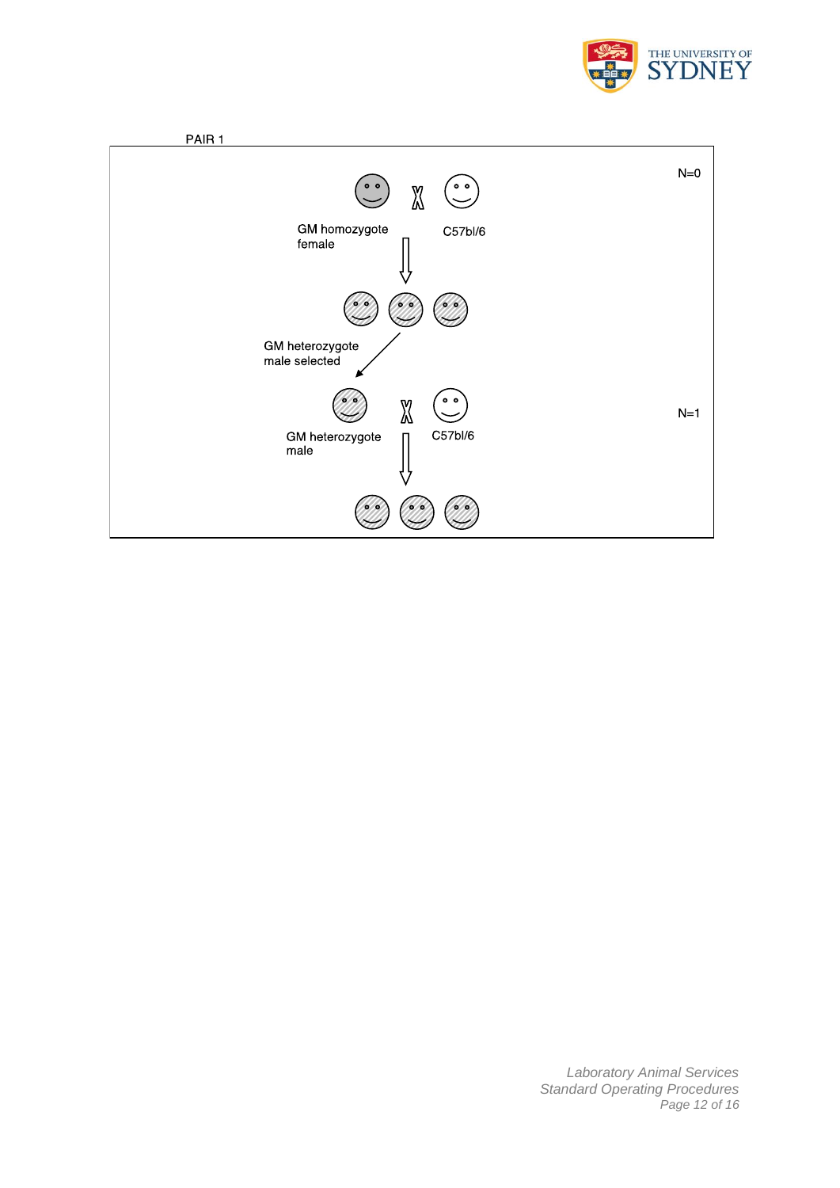PAIR 1

N=0

GM homozygote female

C57bl/6

GM heterozygote male selected

N=1

GM heterozygote male

C57bl/6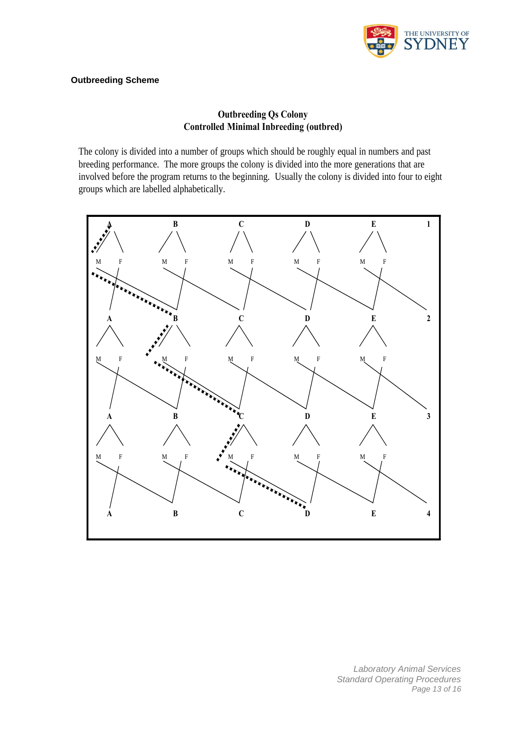**Outbreeding Scheme**

## Outbreeding Qs Colony
## Controlled Minimal Inbreeding (outbred)

The colony is divided into a number of groups which should be roughly equal in numbers and past breeding performance. The more groups the colony is divided into the more generations that are involved before the program returns to the beginning. Usually the colony is divided into four to eight groups which are labelled alphabetically.

| | A | B | C | D | E | 1 |
|---|---|---|---|---|---|---|
| | M F | M F | M F | M F | M F | |
| | A | B | C | D | E | 2 |
| | M F | M F | M F | M F | M F | |
| | A | B | C | D | E | 3 |
| | M F | M F | M F | M F | M F | |
| | A | B | C | D | E | 4 |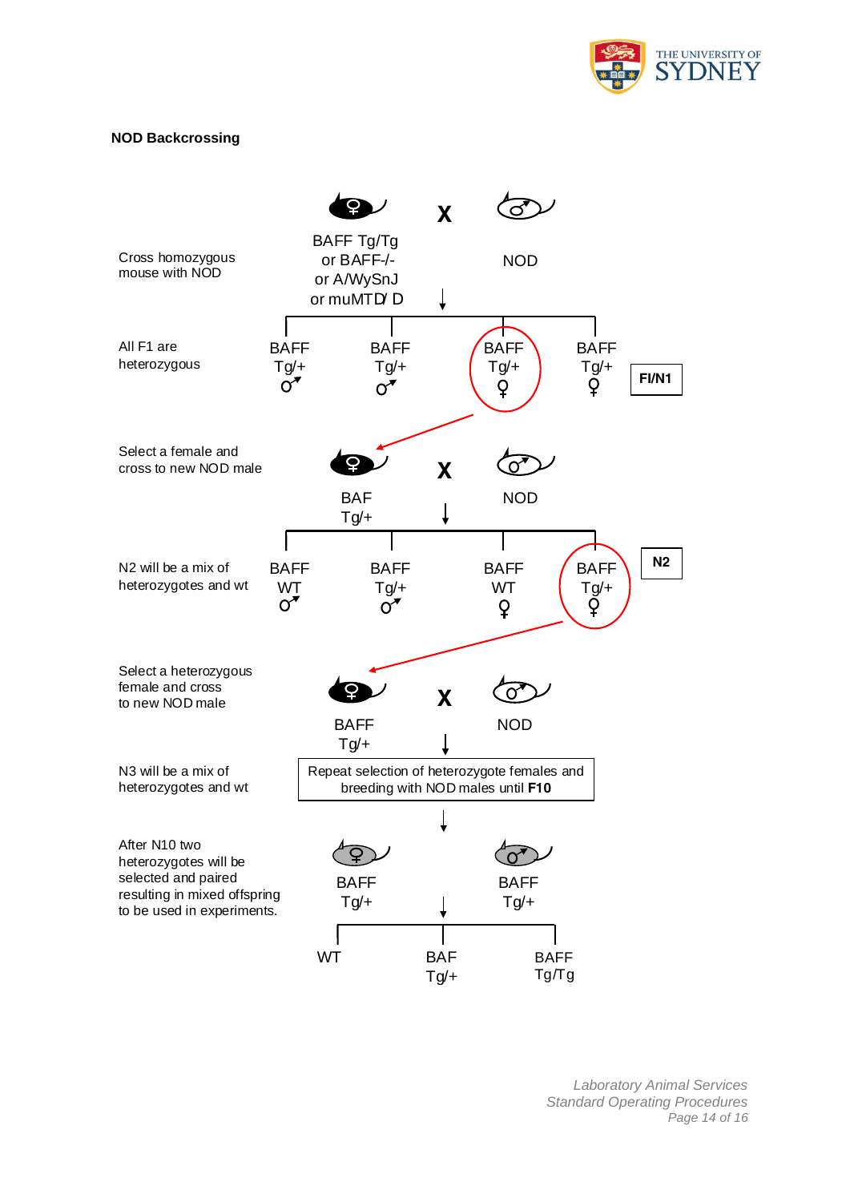**NOD Backcrossing**

Cross homozygous mouse with NOD

♀ BAFF Tg/Tg or BAFF-/- or A/WySnJ or muMTD/ D X ♂ NOD

All F1 are heterozygous

BAFF Tg/+ ♂ | BAFF Tg/+ ♂ | BAFF Tg/+ ♀ | BAFF Tg/+ ♀

**FI/N1**

Select a female and cross to new NOD male

♀ BAF Tg/+ X ♂ NOD

N2 will be a mix of heterozygotes and wt

BAFF WT ♂ | BAFF Tg/+ ♂ | BAFF WT ♀ | BAFF Tg/+ ♀

**N2**

Select a heterozygous female and cross to new NOD male

♀ BAFF Tg/+ X ♂ NOD

N3 will be a mix of heterozygotes and wt

Repeat selection of heterozygote females and breeding with NOD males until **F10**

After N10 two heterozygotes will be selected and paired resulting in mixed offspring to be used in experiments.

♀ BAFF Tg/+ ♂ BAFF Tg/+

WT | BAF Tg/+ | BAFF Tg/Tg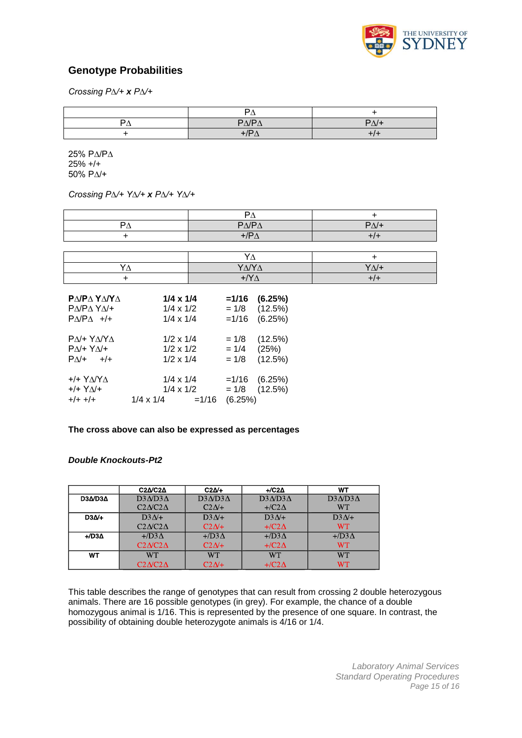## Genotype Probabilities

*Crossing PΔ/+ **x** PΔ/+*

| | PΔ | + |
|---|---|---|
| PΔ | PΔ/PΔ | PΔ/+ |
| + | +/PΔ | +/+ |

25% PΔ/PΔ
25% +/+
50% PΔ/+

*Crossing PΔ/+ YΔ/+ **x** PΔ/+ YΔ/+*

| | PΔ | + |
|---|---|---|
| PΔ | PΔ/PΔ | PΔ/+ |
| + | +/PΔ | +/+ |

| | YΔ | + |
|---|---|---|
| YΔ | YΔ/YΔ | YΔ/+ |
| + | +/YΔ | +/+ |

| Genotype | Calculation | Probability | Percentage |
|---|---|---|---|
| **PΔ/PΔ YΔ/YΔ** | **1/4 x 1/4** | **=1/16** | **(6.25%)** |
| PΔ/PΔ YΔ/+ | 1/4 x 1/2 | = 1/8 | (12.5%) |
| PΔ/PΔ +/+ | 1/4 x 1/4 | =1/16 | (6.25%) |
| PΔ/+ YΔ/YΔ | 1/2 x 1/4 | = 1/8 | (12.5%) |
| PΔ/+ YΔ/+ | 1/2 x 1/2 | = 1/4 | (25%) |
| PΔ/+ +/+ | 1/2 x 1/4 | = 1/8 | (12.5%) |
| +/+ YΔ/YΔ | 1/4 x 1/4 | =1/16 | (6.25%) |
| +/+ YΔ/+ | 1/4 x 1/2 | = 1/8 | (12.5%) |
| +/+ +/+ | 1/4 x 1/4 | =1/16 | (6.25%) |

**The cross above can also be expressed as percentages**

***Double Knockouts-Pt2***

| | C2Δ/C2Δ | C2Δ/+ | +/C2Δ | WT |
|---|---|---|---|---|
| **D3Δ/D3Δ** | D3Δ/D3Δ C2Δ/C2Δ | D3Δ/D3Δ C2Δ/+ | D3Δ/D3Δ +/C2Δ | D3Δ/D3Δ WT |
| **D3Δ/+** | D3Δ/+ C2Δ/C2Δ | D3Δ/+ C2Δ/+ | D3Δ/+ +/C2Δ | D3Δ/+ WT |
| **+/D3Δ** | +/D3Δ C2Δ/C2Δ | +/D3Δ C2Δ/+ | +/D3Δ +/C2Δ | +/D3Δ WT |
| **WT** | WT C2Δ/C2Δ | WT C2Δ/+ | WT +/C2Δ | WT WT |

This table describes the range of genotypes that can result from crossing 2 double heterozygous animals. There are 16 possible genotypes (in grey). For example, the chance of a double homozygous animal is 1/16. This is represented by the presence of one square. In contrast, the possibility of obtaining double heterozygote animals is 4/16 or 1/4.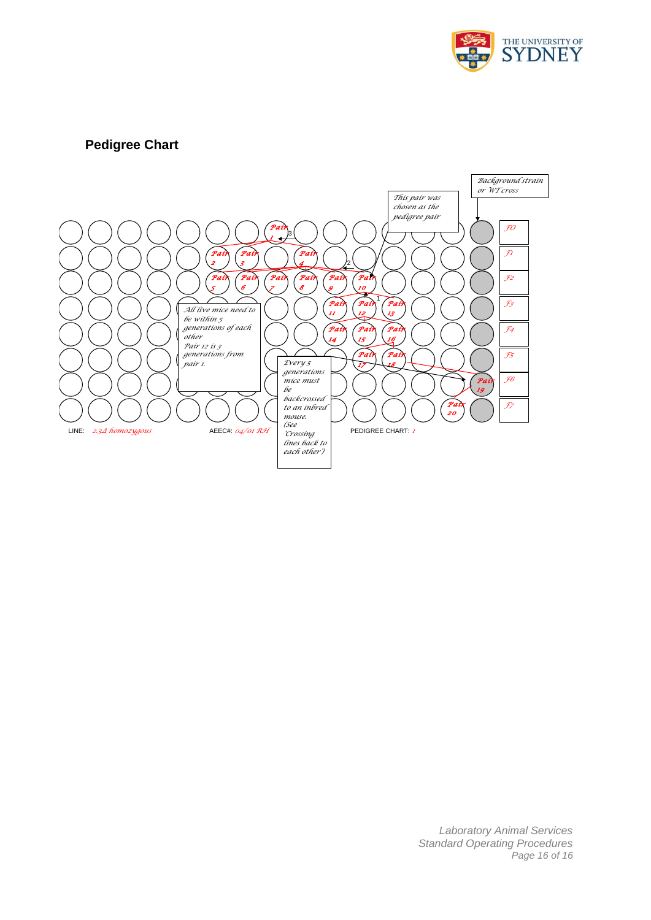## Pedigree Chart

Background strain or WT cross

This pair was chosen as the pedigree pair

Pair 1

3

Pair 2

Pair 3

Pair 4

2

Pair 5

Pair 6

Pair 7

Pair 8

Pair 9

Pair 10

1

Pair 11

Pair 12

Pair 13

All live mice need to be within 5 generations of each other
Pair 12 is 3 generations from pair 1.

Pair 14

Pair 15

Pair 16

Pair 17

Pair 18

Every 5 generations mice must be backcrossed to an inbred mouse.
(See 'Crossing lines back to each other')

Pair 19

Pair 20

F0

F1

F2

F3

F4

F5

F6

F7

LINE: *2.3Δ homozygous*

AEEC#: *04/01 RH*

PEDIGREE CHART: *1*